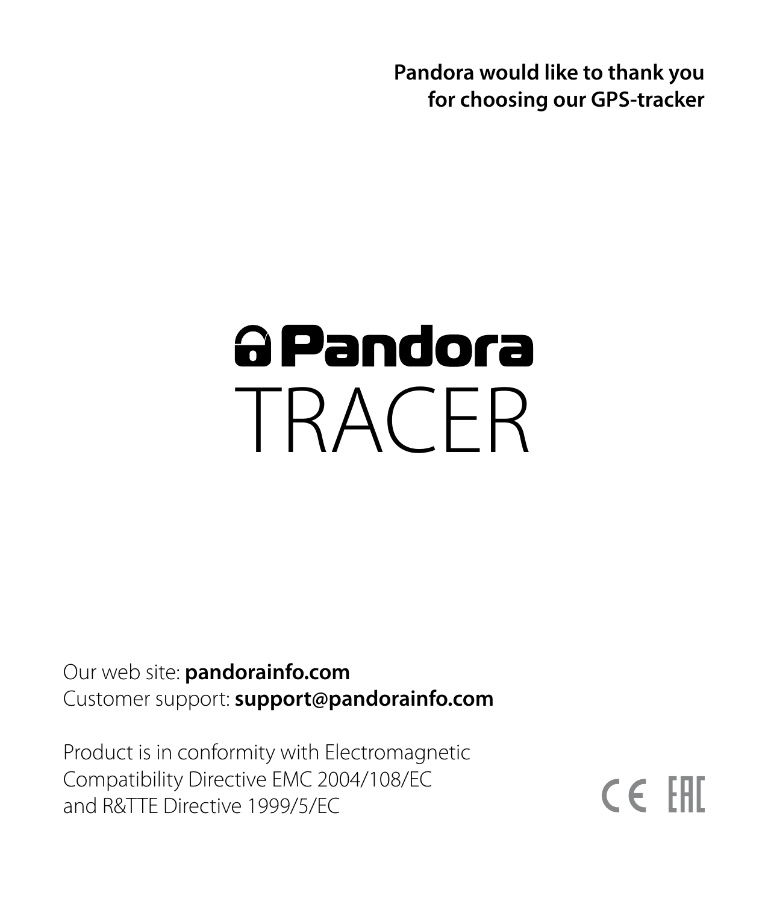**Pandora would like to thank you for choosing our GPS-tracker**

# Pandora TRACER

Our web site: **pandorainfo.com**
Customer support: **support@pandorainfo.com**

Product is in conformity with Electromagnetic Compatibility Directive EMC 2004/108/EC and R&TTE Directive 1999/5/EC

CE EAC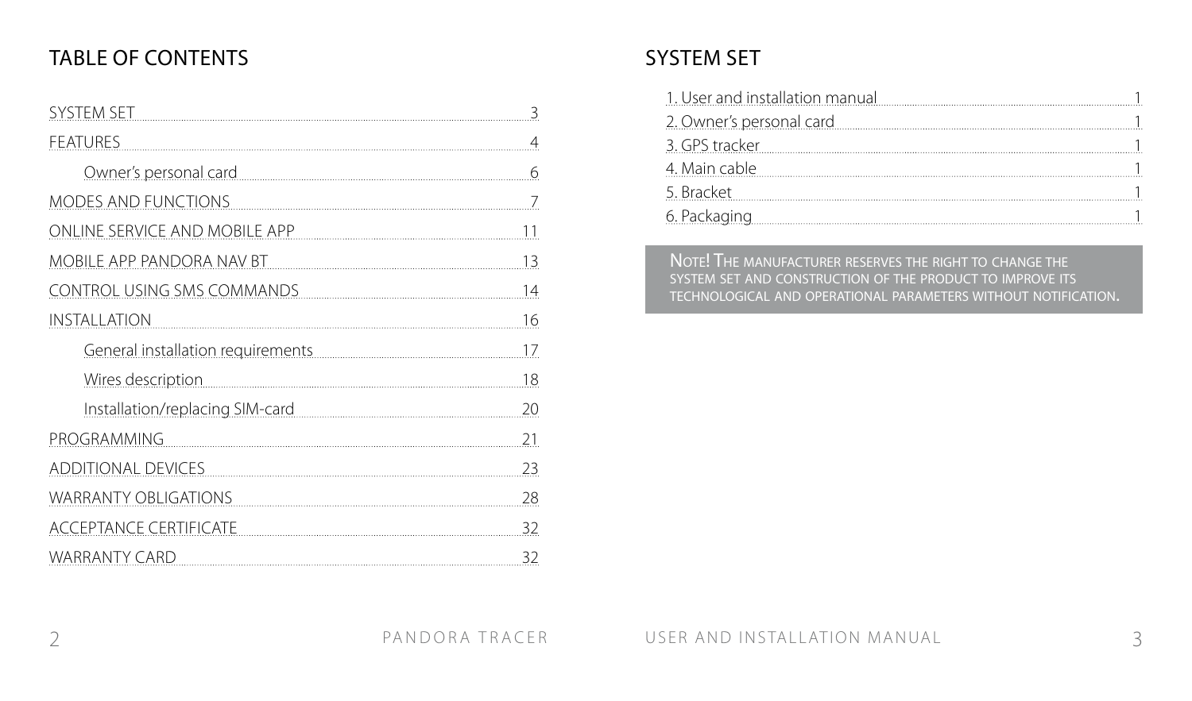# TABLE OF CONTENTS

| Section | Page |
|---|---|
| SYSTEM SET | 3 |
| FEATURES | 4 |
| Owner's personal card | 6 |
| MODES AND FUNCTIONS | 7 |
| ONLINE SERVICE AND MOBILE APP | 11 |
| MOBILE APP PANDORA NAV BT | 13 |
| CONTROL USING SMS COMMANDS | 14 |
| INSTALLATION | 16 |
| General installation requirements | 17 |
| Wires description | 18 |
| Installation/replacing SIM-card | 20 |
| PROGRAMMING | 21 |
| ADDITIONAL DEVICES | 23 |
| WARRANTY OBLIGATIONS | 28 |
| ACCEPTANCE CERTIFICATE | 32 |
| WARRANTY CARD | 32 |

# SYSTEM SET

| Item | Qty |
|---|---|
| 1. User and installation manual | 1 |
| 2. Owner's personal card | 1 |
| 3. GPS tracker | 1 |
| 4. Main cable | 1 |
| 5. Bracket | 1 |
| 6. Packaging | 1 |

**Note!** The manufacturer reserves the right to change the system set and construction of the product to improve its technological and operational parameters without notification.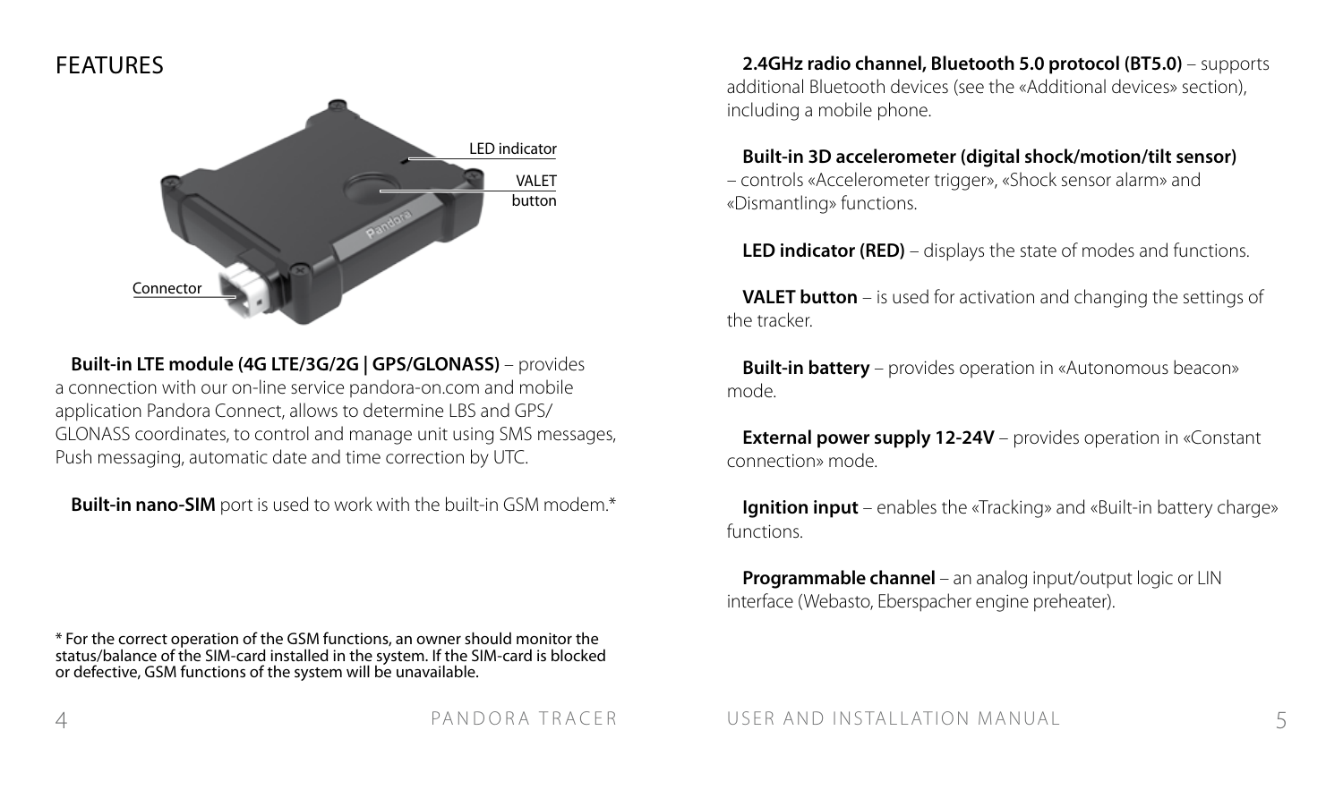# FEATURES

LED indicator

VALET button

Connector

**Built-in LTE module (4G LTE/3G/2G | GPS/GLONASS)** – provides a connection with our on-line service pandora-on.com and mobile application Pandora Connect, allows to determine LBS and GPS/GLONASS coordinates, to control and manage unit using SMS messages, Push messaging, automatic date and time correction by UTC.

**Built-in nano-SIM** port is used to work with the built-in GSM modem.*

* For the correct operation of the GSM functions, an owner should monitor the status/balance of the SIM-card installed in the system. If the SIM-card is blocked or defective, GSM functions of the system will be unavailable.

**2.4GHz radio channel, Bluetooth 5.0 protocol (BT5.0)** – supports additional Bluetooth devices (see the «Additional devices» section), including a mobile phone.

**Built-in 3D accelerometer (digital shock/motion/tilt sensor)** – controls «Accelerometer trigger», «Shock sensor alarm» and «Dismantling» functions.

**LED indicator (RED)** – displays the state of modes and functions.

**VALET button** – is used for activation and changing the settings of the tracker.

**Built-in battery** – provides operation in «Autonomous beacon» mode.

**External power supply 12-24V** – provides operation in «Constant connection» mode.

**Ignition input** – enables the «Tracking» and «Built-in battery charge» functions.

**Programmable channel** – an analog input/output logic or LIN interface (Webasto, Eberspacher engine preheater).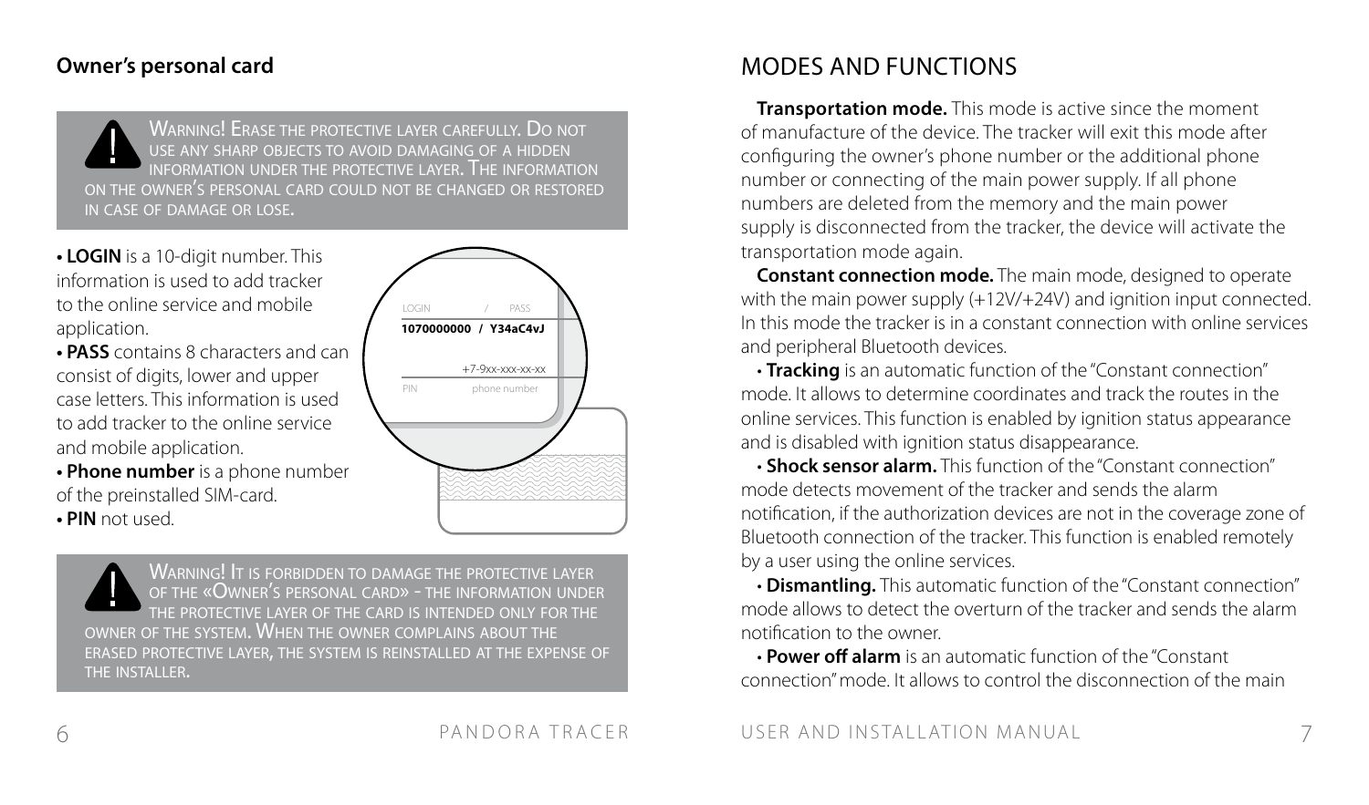### Owner's personal card

> **!** WARNING! ERASE THE PROTECTIVE LAYER CAREFULLY. DO NOT USE ANY SHARP OBJECTS TO AVOID DAMAGING OF A HIDDEN INFORMATION UNDER THE PROTECTIVE LAYER. THE INFORMATION ON THE OWNER'S PERSONAL CARD COULD NOT BE CHANGED OR RESTORED IN CASE OF DAMAGE OR LOSE.

- **LOGIN** is a 10-digit number. This information is used to add tracker to the online service and mobile application.
- **PASS** contains 8 characters and can consist of digits, lower and upper case letters. This information is used to add tracker to the online service and mobile application.
- **Phone number** is a phone number of the preinstalled SIM-card.
- **PIN** not used.

LOGIN / PASS
**1070000000 / Y34aC4vJ**

+7-9xx-xxx-xx-xx
PIN phone number

> **!** WARNING! IT IS FORBIDDEN TO DAMAGE THE PROTECTIVE LAYER OF THE «OWNER'S PERSONAL CARD» - THE INFORMATION UNDER THE PROTECTIVE LAYER OF THE CARD IS INTENDED ONLY FOR THE OWNER OF THE SYSTEM. WHEN THE OWNER COMPLAINS ABOUT THE ERASED PROTECTIVE LAYER, THE SYSTEM IS REINSTALLED AT THE EXPENSE OF THE INSTALLER.

# MODES AND FUNCTIONS

**Transportation mode.** This mode is active since the moment of manufacture of the device. The tracker will exit this mode after configuring the owner's phone number or the additional phone number or connecting of the main power supply. If all phone numbers are deleted from the memory and the main power supply is disconnected from the tracker, the device will activate the transportation mode again.

**Constant connection mode.** The main mode, designed to operate with the main power supply (+12V/+24V) and ignition input connected. In this mode the tracker is in a constant connection with online services and peripheral Bluetooth devices.

- **Tracking** is an automatic function of the "Constant connection" mode. It allows to determine coordinates and track the routes in the online services. This function is enabled by ignition status appearance and is disabled with ignition status disappearance.
- **Shock sensor alarm.** This function of the "Constant connection" mode detects movement of the tracker and sends the alarm notification, if the authorization devices are not in the coverage zone of Bluetooth connection of the tracker. This function is enabled remotely by a user using the online services.
- **Dismantling.** This automatic function of the "Constant connection" mode allows to detect the overturn of the tracker and sends the alarm notification to the owner.
- **Power off alarm** is an automatic function of the "Constant connection" mode. It allows to control the disconnection of the main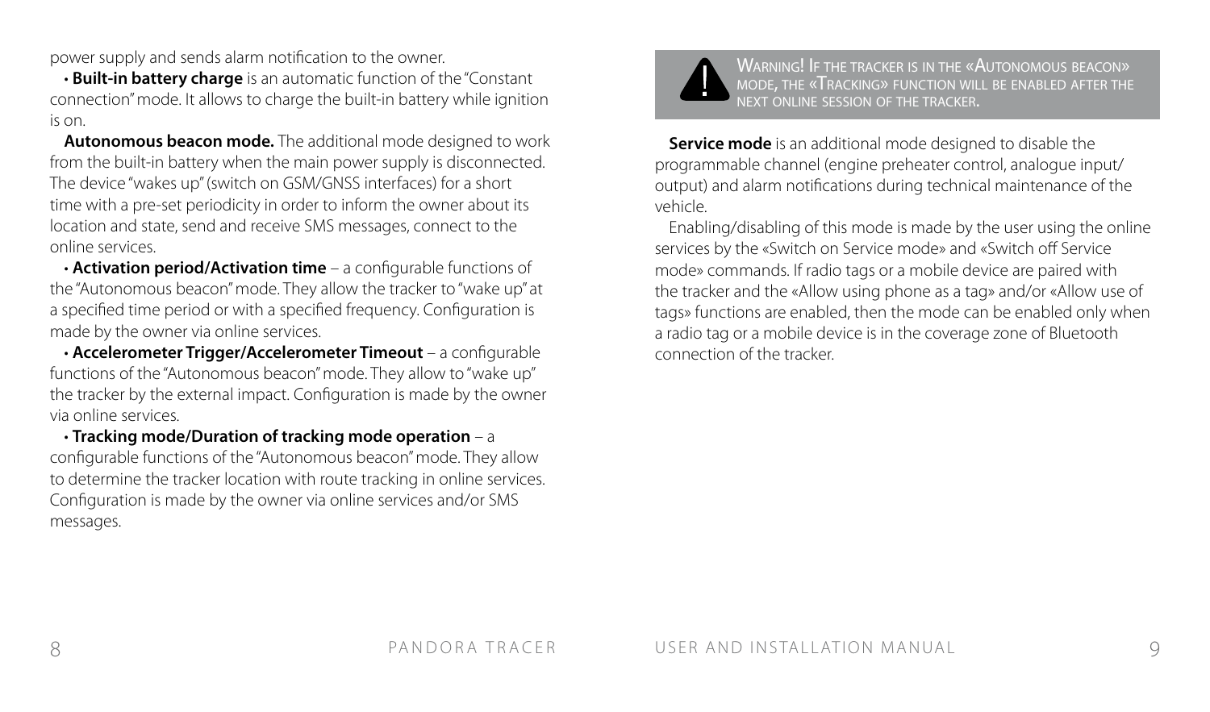power supply and sends alarm notification to the owner.

• **Built-in battery charge** is an automatic function of the "Constant connection" mode. It allows to charge the built-in battery while ignition is on.

**Autonomous beacon mode.** The additional mode designed to work from the built-in battery when the main power supply is disconnected. The device "wakes up" (switch on GSM/GNSS interfaces) for a short time with a pre-set periodicity in order to inform the owner about its location and state, send and receive SMS messages, connect to the online services.

• **Activation period/Activation time** – a configurable functions of the "Autonomous beacon" mode. They allow the tracker to "wake up" at a specified time period or with a specified frequency. Configuration is made by the owner via online services.

• **Accelerometer Trigger/Accelerometer Timeout** – a configurable functions of the "Autonomous beacon" mode. They allow to "wake up" the tracker by the external impact. Configuration is made by the owner via online services.

• **Tracking mode/Duration of tracking mode operation** – a configurable functions of the "Autonomous beacon" mode. They allow to determine the tracker location with route tracking in online services. Configuration is made by the owner via online services and/or SMS messages.

> **Warning!** If the tracker is in the «Autonomous beacon» mode, the «Tracking» function will be enabled after the next online session of the tracker.

**Service mode** is an additional mode designed to disable the programmable channel (engine preheater control, analogue input/output) and alarm notifications during technical maintenance of the vehicle.

Enabling/disabling of this mode is made by the user using the online services by the «Switch on Service mode» and «Switch off Service mode» commands. If radio tags or a mobile device are paired with the tracker and the «Allow using phone as a tag» and/or «Allow use of tags» functions are enabled, then the mode can be enabled only when a radio tag or a mobile device is in the coverage zone of Bluetooth connection of the tracker.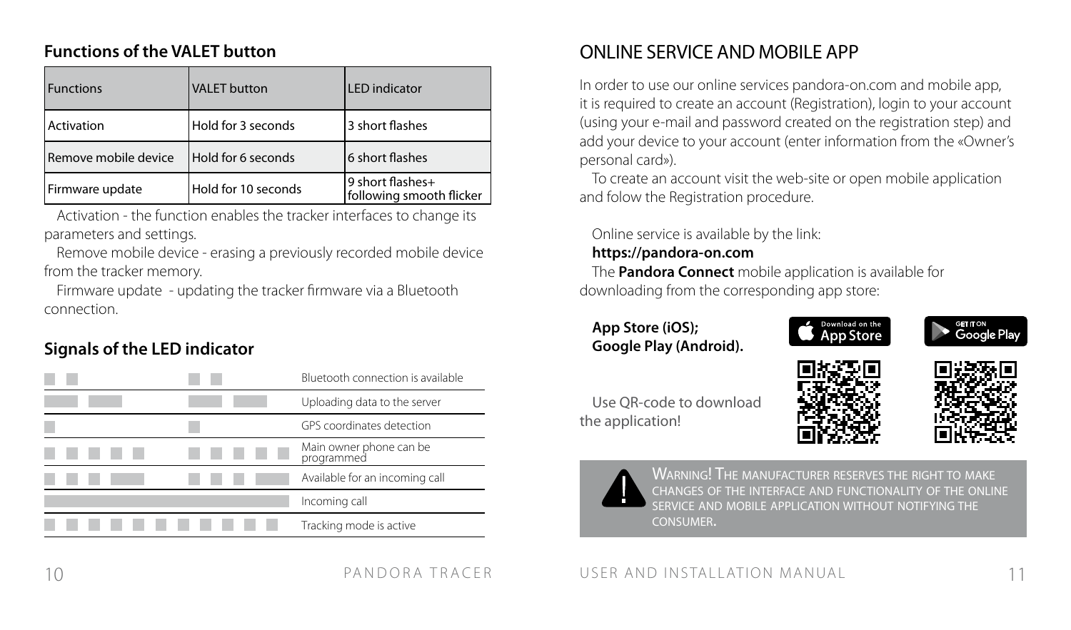### Functions of the VALET button

| Functions | VALET button | LED indicator |
|---|---|---|
| Activation | Hold for 3 seconds | 3 short flashes |
| Remove mobile device | Hold for 6 seconds | 6 short flashes |
| Firmware update | Hold for 10 seconds | 9 short flashes+ following smooth flicker |

Activation - the function enables the tracker interfaces to change its parameters and settings.

Remove mobile device - erasing a previously recorded mobile device from the tracker memory.

Firmware update - updating the tracker firmware via a Bluetooth connection.

### Signals of the LED indicator

| Signal | Description |
|---|---|
| ■ ■ &nbsp;&nbsp; ■ ■ | Bluetooth connection is available |
| ▬ ▬ &nbsp;&nbsp; ▬ ▬ | Uploading data to the server |
| ■ &nbsp;&nbsp; ■ | GPS coordinates detection |
| ■ ■ ■ ■ ■ &nbsp;&nbsp; ■ ■ ■ ■ ■ | Main owner phone can be programmed |
| ■ ■ ■ ▬ &nbsp;&nbsp; ■ ■ ■ ▬ | Available for an incoming call |
| ▬▬▬▬▬▬ | Incoming call |
| ■ ■ ■ ■ ■ ■ ■ ■ ■ ■ ■ | Tracking mode is active |

## ONLINE SERVICE AND MOBILE APP

In order to use our online services pandora-on.com and mobile app, it is required to create an account (Registration), login to your account (using your e-mail and password created on the registration step) and add your device to your account (enter information from the «Owner's personal card»).

To create an account visit the web-site or open mobile application and folow the Registration procedure.

Online service is available by the link:
**https://pandora-on.com**

The **Pandora Connect** mobile application is available for downloading from the corresponding app store:

**App Store (iOS);**
**Google Play (Android).**

Use QR-code to download the application!

WARNING! THE MANUFACTURER RESERVES THE RIGHT TO MAKE CHANGES OF THE INTERFACE AND FUNCTIONALITY OF THE ONLINE SERVICE AND MOBILE APPLICATION WITHOUT NOTIFYING THE CONSUMER.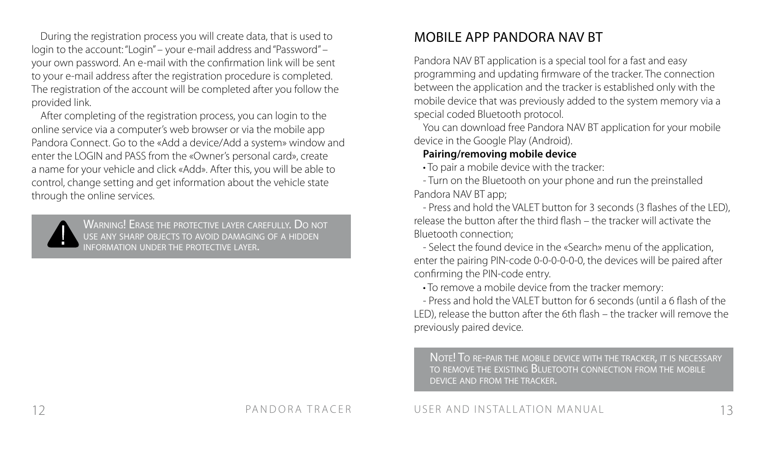During the registration process you will create data, that is used to login to the account: "Login" – your e-mail address and "Password" – your own password. An e-mail with the confirmation link will be sent to your e-mail address after the registration procedure is completed. The registration of the account will be completed after you follow the provided link.

After completing of the registration process, you can login to the online service via a computer's web browser or via the mobile app Pandora Connect. Go to the «Add a device/Add a system» window and enter the LOGIN and PASS from the «Owner's personal card», create a name for your vehicle and click «Add». After this, you will be able to control, change setting and get information about the vehicle state through the online services.

> WARNING! ERASE THE PROTECTIVE LAYER CAREFULLY. DO NOT USE ANY SHARP OBJECTS TO AVOID DAMAGING OF A HIDDEN INFORMATION UNDER THE PROTECTIVE LAYER.

# MOBILE APP PANDORA NAV BT

Pandora NAV BT application is a special tool for a fast and easy programming and updating firmware of the tracker. The connection between the application and the tracker is established only with the mobile device that was previously added to the system memory via a special coded Bluetooth protocol.

You can download free Pandora NAV BT application for your mobile device in the Google Play (Android).

**Pairing/removing mobile device**

• To pair a mobile device with the tracker:

- Turn on the Bluetooth on your phone and run the preinstalled Pandora NAV BT app;
- Press and hold the VALET button for 3 seconds (3 flashes of the LED), release the button after the third flash – the tracker will activate the Bluetooth connection;
- Select the found device in the «Search» menu of the application, enter the pairing PIN-code 0-0-0-0-0-0, the devices will be paired after confirming the PIN-code entry.

• To remove a mobile device from the tracker memory:

- Press and hold the VALET button for 6 seconds (until a 6 flash of the LED), release the button after the 6th flash – the tracker will remove the previously paired device.

> NOTE! TO RE-PAIR THE MOBILE DEVICE WITH THE TRACKER, IT IS NECESSARY TO REMOVE THE EXISTING BLUETOOTH CONNECTION FROM THE MOBILE DEVICE AND FROM THE TRACKER.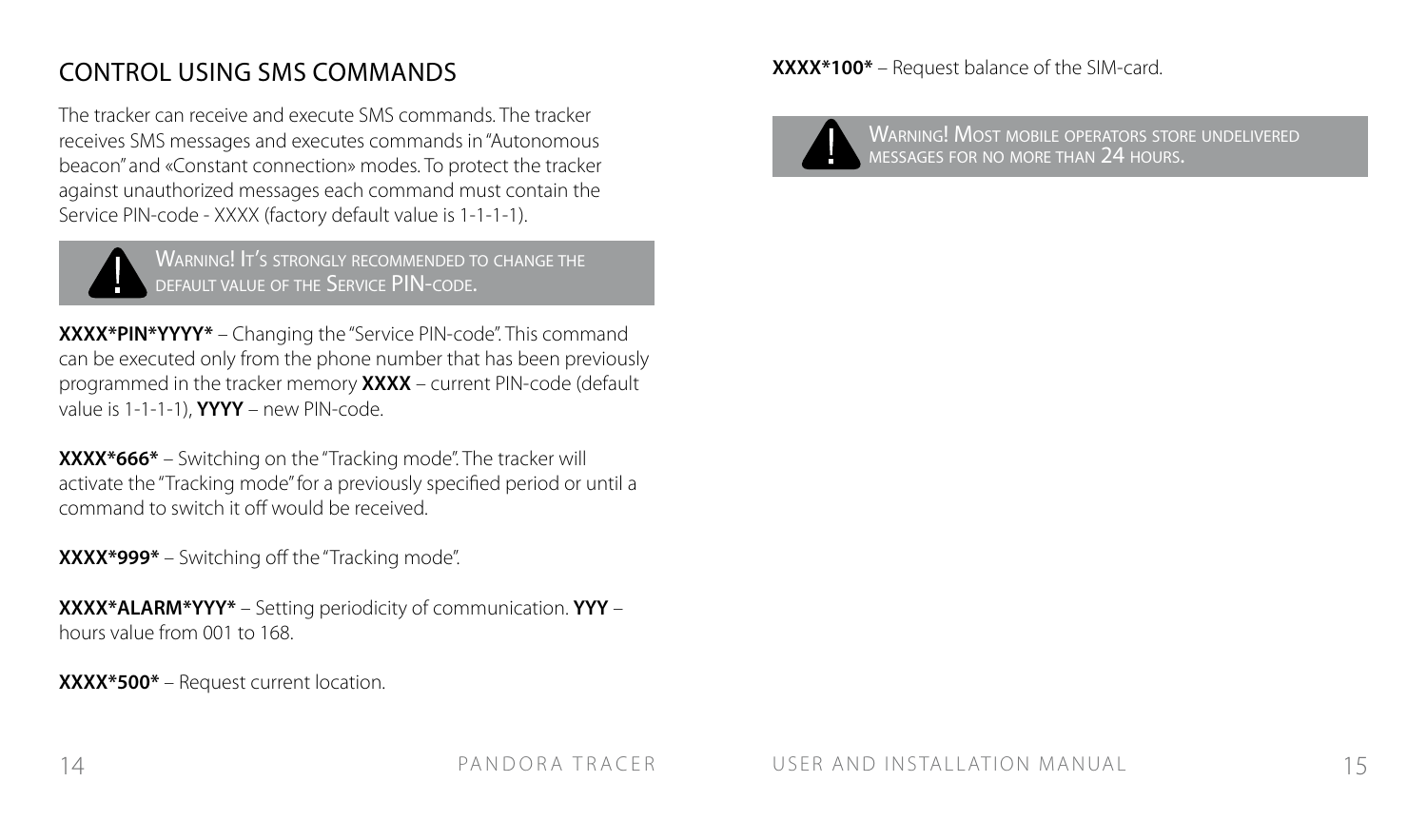# CONTROL USING SMS COMMANDS

The tracker can receive and execute SMS commands. The tracker receives SMS messages and executes commands in "Autonomous beacon" and «Constant connection» modes. To protect the tracker against unauthorized messages each command must contain the Service PIN-code - XXXX (factory default value is 1-1-1-1).

> WARNING! IT'S STRONGLY RECOMMENDED TO CHANGE THE DEFAULT VALUE OF THE SERVICE PIN-CODE.

**XXXX*PIN*YYYY*** – Changing the "Service PIN-code". This command can be executed only from the phone number that has been previously programmed in the tracker memory **XXXX** – current PIN-code (default value is 1-1-1-1), **YYYY** – new PIN-code.

**XXXX*666*** – Switching on the "Tracking mode". The tracker will activate the "Tracking mode" for a previously specified period or until a command to switch it off would be received.

**XXXX*999*** – Switching off the "Tracking mode".

**XXXX*ALARM*YYY*** – Setting periodicity of communication. **YYY** – hours value from 001 to 168.

**XXXX*500*** – Request current location.

**XXXX*100*** – Request balance of the SIM-card.

> WARNING! MOST MOBILE OPERATORS STORE UNDELIVERED MESSAGES FOR NO MORE THAN 24 HOURS.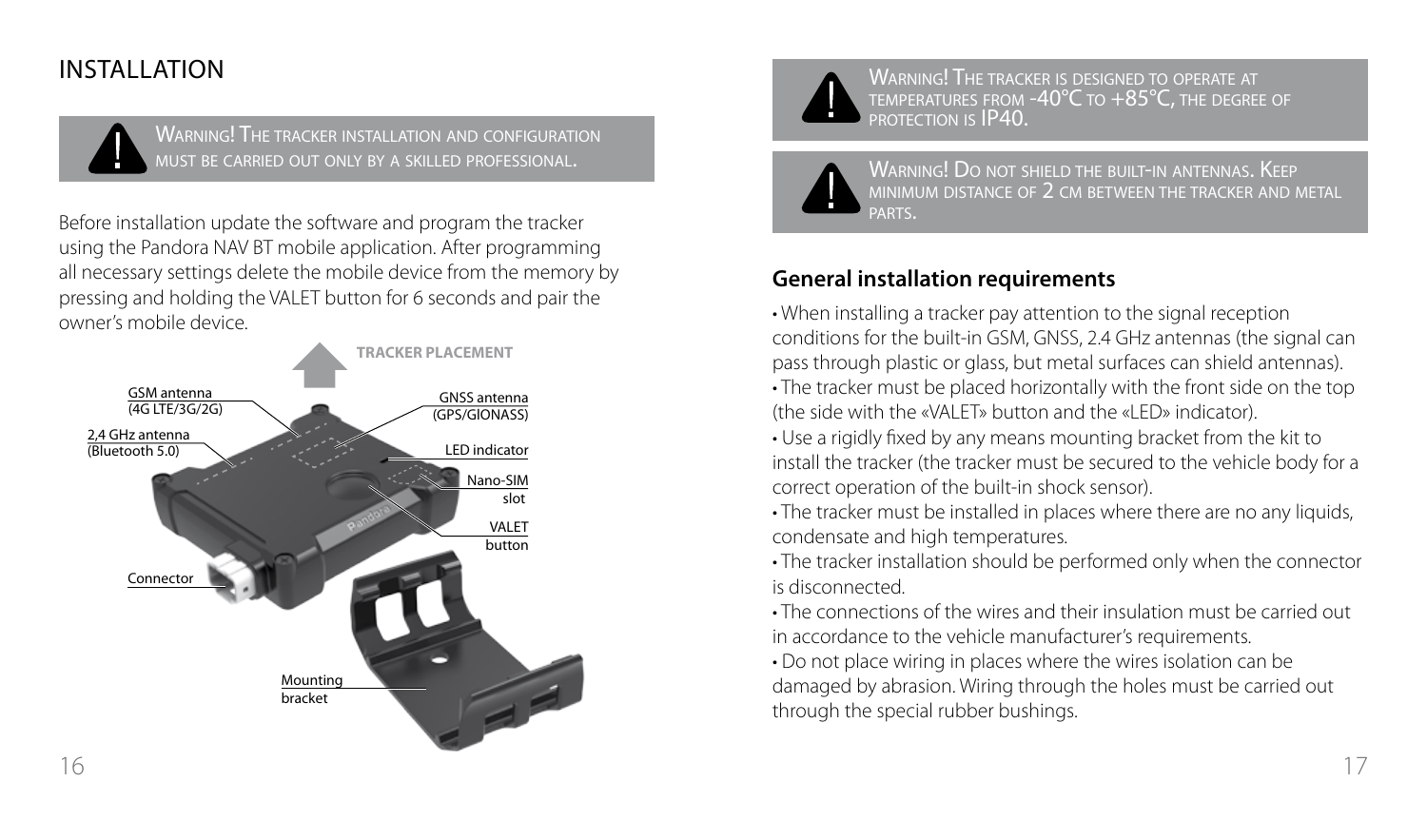# INSTALLATION

> **WARNING!** The tracker installation and configuration must be carried out only by a skilled professional.

Before installation update the software and program the tracker using the Pandora NAV BT mobile application. After programming all necessary settings delete the mobile device from the memory by pressing and holding the VALET button for 6 seconds and pair the owner's mobile device.

TRACKER PLACEMENT

GSM antenna (4G LTE/3G/2G)

2,4 GHz antenna (Bluetooth 5.0)

GNSS antenna (GPS/GIONASS)

LED indicator

Nano-SIM slot

VALET button

Connector

Mounting bracket

> **WARNING!** The tracker is designed to operate at temperatures from -40°C to +85°C, the degree of protection is IP40.

> **WARNING!** Do not shield the built-in antennas. Keep minimum distance of 2 cm between the tracker and metal parts.

## General installation requirements

• When installing a tracker pay attention to the signal reception conditions for the built-in GSM, GNSS, 2.4 GHz antennas (the signal can pass through plastic or glass, but metal surfaces can shield antennas).
• The tracker must be placed horizontally with the front side on the top (the side with the «VALET» button and the «LED» indicator).
• Use a rigidly fixed by any means mounting bracket from the kit to install the tracker (the tracker must be secured to the vehicle body for a correct operation of the built-in shock sensor).
• The tracker must be installed in places where there are no any liquids, condensate and high temperatures.
• The tracker installation should be performed only when the connector is disconnected.
• The connections of the wires and their insulation must be carried out in accordance to the vehicle manufacturer's requirements.
• Do not place wiring in places where the wires isolation can be damaged by abrasion. Wiring through the holes must be carried out through the special rubber bushings.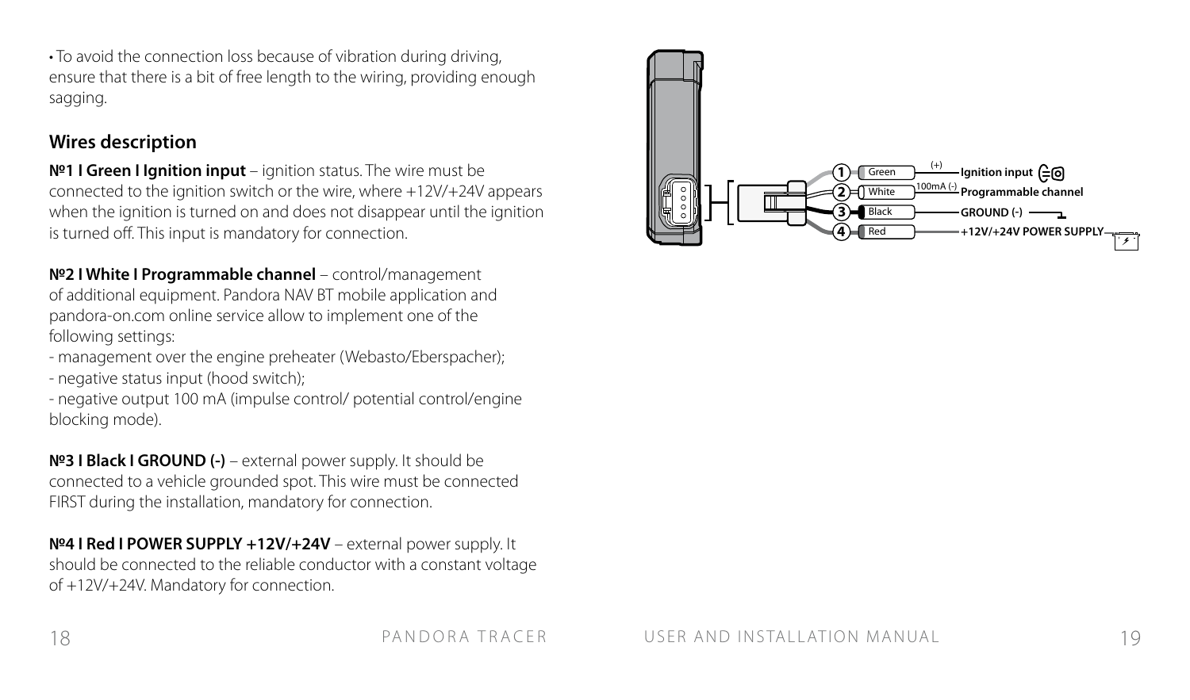• To avoid the connection loss because of vibration during driving, ensure that there is a bit of free length to the wiring, providing enough sagging.

## Wires description

**№1 I Green I Ignition input** – ignition status. The wire must be connected to the ignition switch or the wire, where +12V/+24V appears when the ignition is turned on and does not disappear until the ignition is turned off. This input is mandatory for connection.

**№2 I White I Programmable channel** – control/management of additional equipment. Pandora NAV BT mobile application and pandora-on.com online service allow to implement one of the following settings:

- management over the engine preheater (Webasto/Eberspacher);
- negative status input (hood switch);
- negative output 100 mA (impulse control/ potential control/engine blocking mode).

**№3 I Black I GROUND (-)** – external power supply. It should be connected to a vehicle grounded spot. This wire must be connected FIRST during the installation, mandatory for connection.

**№4 I Red I POWER SUPPLY +12V/+24V** – external power supply. It should be connected to the reliable conductor with a constant voltage of +12V/+24V. Mandatory for connection.

1 Green (+) Ignition input
2 White 100mA (-) Programmable channel
3 Black GROUND (-)
4 Red +12V/+24V POWER SUPPLY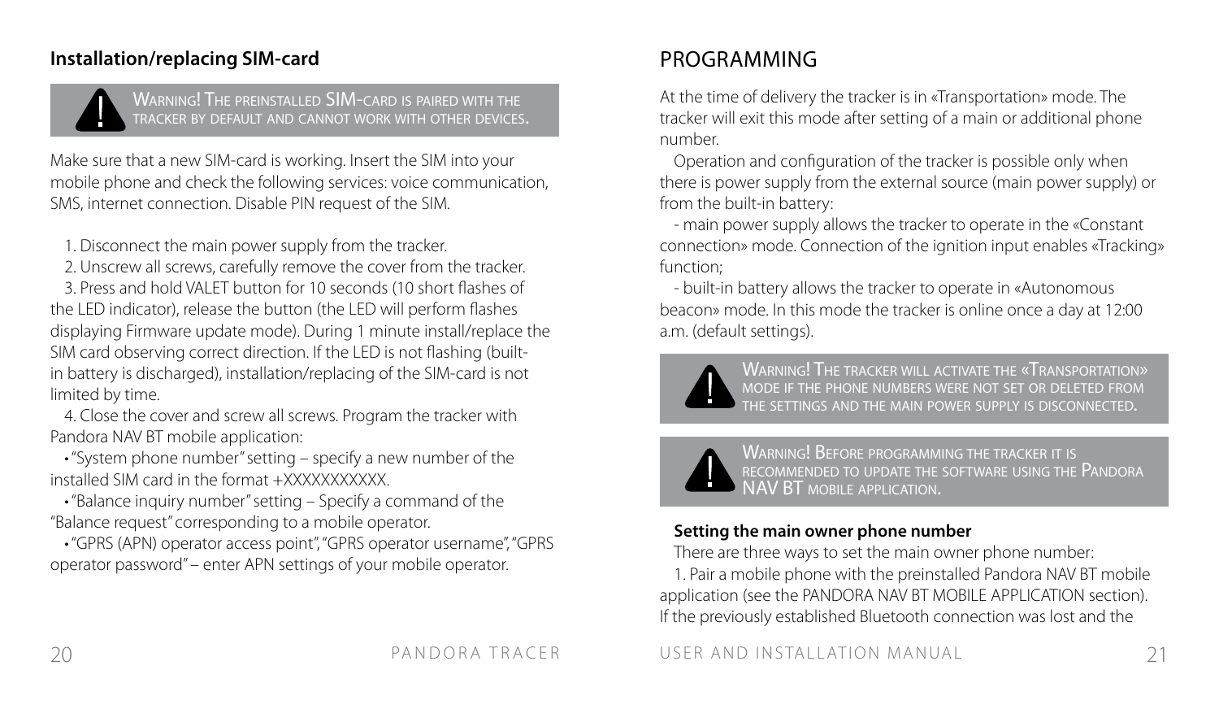## Installation/replacing SIM-card

> **Warning! The preinstalled SIM-card is paired with the tracker by default and cannot work with other devices.**

Make sure that a new SIM-card is working. Insert the SIM into your mobile phone and check the following services: voice communication, SMS, internet connection. Disable PIN request of the SIM.

1. Disconnect the main power supply from the tracker.
2. Unscrew all screws, carefully remove the cover from the tracker.
3. Press and hold VALET button for 10 seconds (10 short flashes of the LED indicator), release the button (the LED will perform flashes displaying Firmware update mode). During 1 minute install/replace the SIM card observing correct direction. If the LED is not flashing (built-in battery is discharged), installation/replacing of the SIM-card is not limited by time.
4. Close the cover and screw all screws. Program the tracker with Pandora NAV BT mobile application:
   - "System phone number" setting – specify a new number of the installed SIM card in the format +XXXXXXXXXXX.
   - "Balance inquiry number" setting – Specify a command of the "Balance request" corresponding to a mobile operator.
   - "GPRS (APN) operator access point", "GPRS operator username", "GPRS operator password" – enter APN settings of your mobile operator.

# PROGRAMMING

At the time of delivery the tracker is in «Transportation» mode. The tracker will exit this mode after setting of a main or additional phone number.

Operation and configuration of the tracker is possible only when there is power supply from the external source (main power supply) or from the built-in battery:

- main power supply allows the tracker to operate in the «Constant connection» mode. Connection of the ignition input enables «Tracking» function;
- built-in battery allows the tracker to operate in «Autonomous beacon» mode. In this mode the tracker is online once a day at 12:00 a.m. (default settings).

> **Warning! The tracker will activate the «Transportation» mode if the phone numbers were not set or deleted from the settings and the main power supply is disconnected.**

> **Warning! Before programming the tracker it is recommended to update the software using the Pandora NAV BT mobile application.**

**Setting the main owner phone number**

There are three ways to set the main owner phone number:

1. Pair a mobile phone with the preinstalled Pandora NAV BT mobile application (see the PANDORA NAV BT MOBILE APPLICATION section). If the previously established Bluetooth connection was lost and the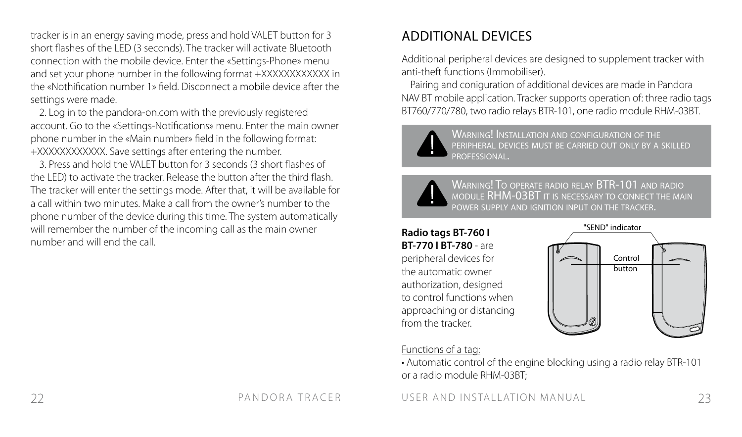tracker is in an energy saving mode, press and hold VALET button for 3 short flashes of the LED (3 seconds). The tracker will activate Bluetooth connection with the mobile device. Enter the «Settings-Phone» menu and set your phone number in the following format +XXXXXXXXXXXX in the «Nothification number 1» field. Disconnect a mobile device after the settings were made.

2. Log in to the pandora-on.com with the previously registered account. Go to the «Settings-Notifications» menu. Enter the main owner phone number in the «Main number» field in the following format: +XXXXXXXXXXXX. Save settings after entering the number.

3. Press and hold the VALET button for 3 seconds (3 short flashes of the LED) to activate the tracker. Release the button after the third flash. The tracker will enter the settings mode. After that, it will be available for a call within two minutes. Make a call from the owner's number to the phone number of the device during this time. The system automatically will remember the number of the incoming call as the main owner number and will end the call.

# ADDITIONAL DEVICES

Additional peripheral devices are designed to supplement tracker with anti-theft functions (Immobiliser).

Pairing and coniguration of additional devices are made in Pandora NAV BT mobile application. Tracker supports operation of: three radio tags BT760/770/780, two radio relays BTR-101, one radio module RHM-03BT.

> **!** WARNING! INSTALLATION AND CONFIGURATION OF THE PERIPHERAL DEVICES MUST BE CARRIED OUT ONLY BY A SKILLED PROFESSIONAL.

> **!** WARNING! TO OPERATE RADIO RELAY BTR-101 AND RADIO MODULE RHM-03BT IT IS NECESSARY TO CONNECT THE MAIN POWER SUPPLY AND IGNITION INPUT ON THE TRACKER.

**Radio tags BT-760 I BT-770 I BT-780** - are peripheral devices for the automatic owner authorization, designed to control functions when approaching or distancing from the tracker.

"SEND" indicator

Control button

Functions of a tag:

• Automatic control of the engine blocking using a radio relay BTR-101 or a radio module RHM-03BT;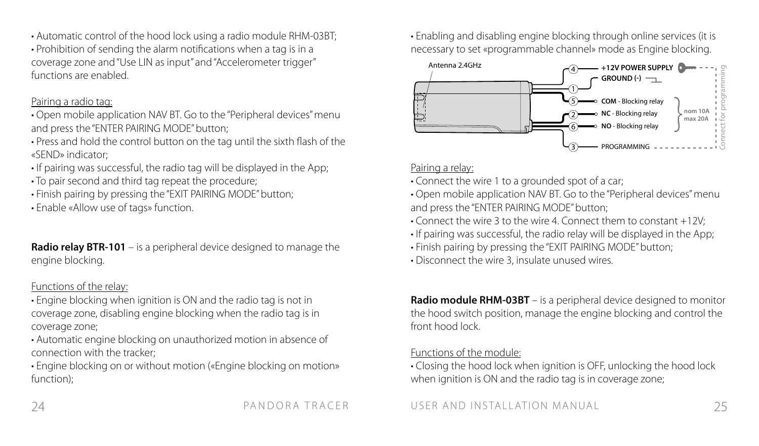• Automatic control of the hood lock using a radio module RHM-03BT;
• Prohibition of sending the alarm notifications when a tag is in a coverage zone and "Use LIN as input" and "Accelerometer trigger" functions are enabled.

Pairing a radio tag:

• Open mobile application NAV BT. Go to the "Peripheral devices" menu and press the "ENTER PAIRING MODE" button;
• Press and hold the control button on the tag until the sixth flash of the «SEND» indicator;
• If pairing was successful, the radio tag will be displayed in the App;
• To pair second and third tag repeat the procedure;
• Finish pairing by pressing the "EXIT PAIRING MODE" button;
• Enable «Allow use of tags» function.

**Radio relay BTR-101** – is a peripheral device designed to manage the engine blocking.

Functions of the relay:

• Engine blocking when ignition is ON and the radio tag is not in coverage zone, disabling engine blocking when the radio tag is in coverage zone;
• Automatic engine blocking on unauthorized motion in absence of connection with the tracker;
• Engine blocking on or without motion («Engine blocking on motion» function);
• Enabling and disabling engine blocking through online services (it is necessary to set «programmable channel» mode as Engine blocking.

Antenna 2.4GHz

4 — +12V POWER SUPPLY
1 — GROUND (-)
5 — COM - Blocking relay
2 — NC - Blocking relay
6 — NO - Blocking relay
nom 10A, max 20A
3 — PROGRAMMING
Connect for programming

Pairing a relay:

• Connect the wire 1 to a grounded spot of a car;
• Open mobile application NAV BT. Go to the "Peripheral devices" menu and press the "ENTER PAIRING MODE" button;
• Connect the wire 3 to the wire 4. Connect them to constant +12V;
• If pairing was successful, the radio relay will be displayed in the App;
• Finish pairing by pressing the "EXIT PAIRING MODE" button;
• Disconnect the wire 3, insulate unused wires.

**Radio module RHM-03BT** – is a peripheral device designed to monitor the hood switch position, manage the engine blocking and control the front hood lock.

Functions of the module:

• Closing the hood lock when ignition is OFF, unlocking the hood lock when ignition is ON and the radio tag is in coverage zone;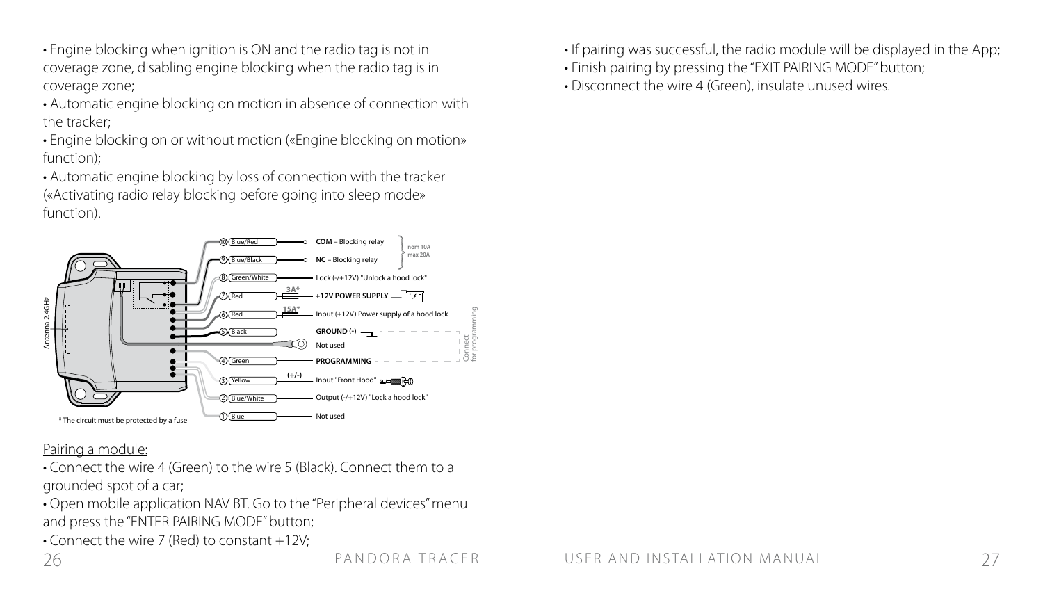• Engine blocking when ignition is ON and the radio tag is not in coverage zone, disabling engine blocking when the radio tag is in coverage zone;

• Automatic engine blocking on motion in absence of connection with the tracker;

• Engine blocking on or without motion («Engine blocking on motion» function);

• Automatic engine blocking by loss of connection with the tracker («Activating radio relay blocking before going into sleep mode» function).

| # | Wire | Function |
|---|---|---|
| 10 | Blue/Red | COM – Blocking relay (nom 10A, max 20A) |
| 9 | Blue/Black | NC – Blocking relay (nom 10A, max 20A) |
| 8 | Green/White | Lock (-/+12V) "Unlock a hood lock" |
| 7 | Red | 3A* — +12V POWER SUPPLY |
| 6 | Red | 15A* — Input (+12V) Power supply of a hood lock |
| 5 | Black | GROUND (-) — Connect for programming |
| | | Not used |
| 4 | Green | PROGRAMMING — Connect for programming |
| 3 | Yellow | (+/-) Input "Front Hood" |
| 2 | Blue/White | Output (-/+12V) "Lock a hood lock" |
| 1 | Blue | Not used |

Antenna 2.4GHz

* The circuit must be protected by a fuse

Pairing a module:

• Connect the wire 4 (Green) to the wire 5 (Black). Connect them to a grounded spot of a car;

• Open mobile application NAV BT. Go to the "Peripheral devices" menu and press the "ENTER PAIRING MODE" button;

• Connect the wire 7 (Red) to constant +12V;

• If pairing was successful, the radio module will be displayed in the App;

• Finish pairing by pressing the "EXIT PAIRING MODE" button;

• Disconnect the wire 4 (Green), insulate unused wires.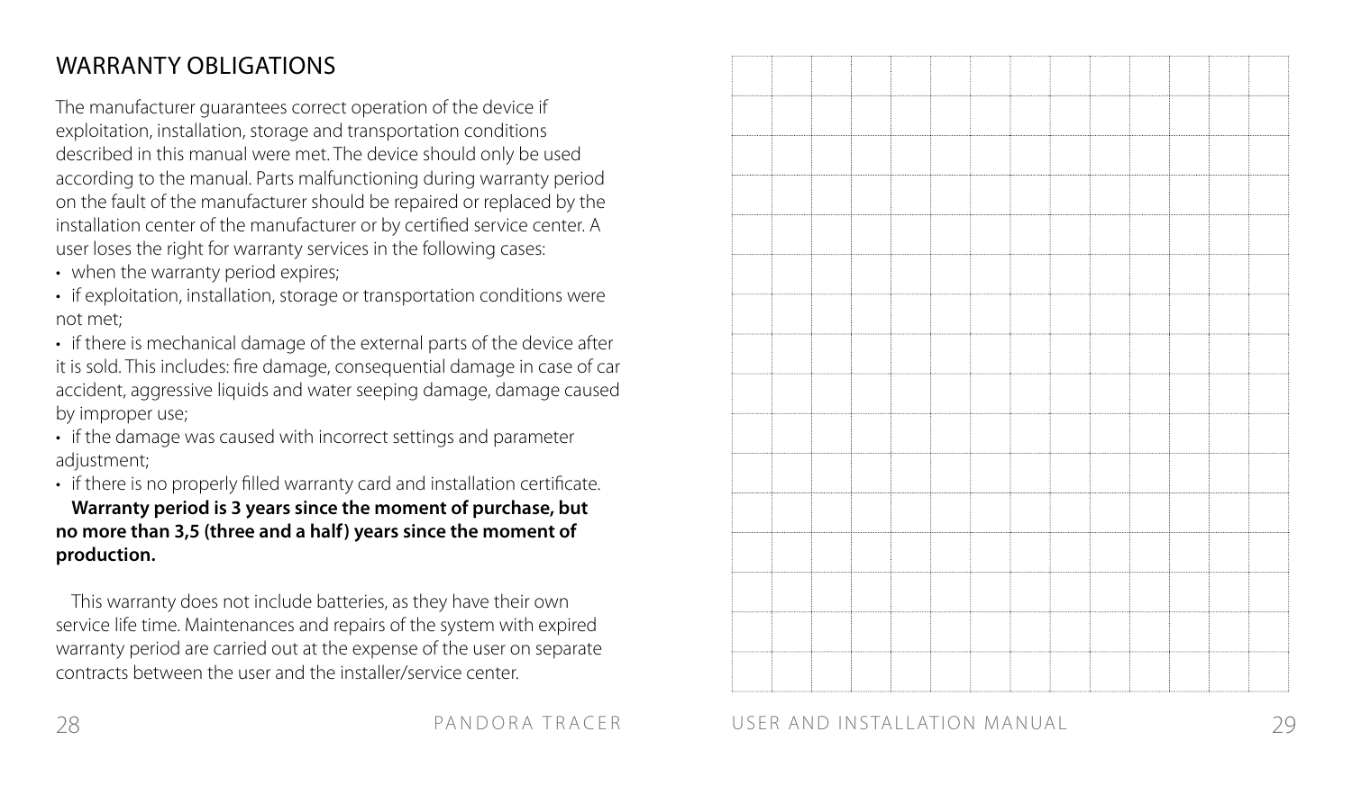## WARRANTY OBLIGATIONS

The manufacturer guarantees correct operation of the device if exploitation, installation, storage and transportation conditions described in this manual were met. The device should only be used according to the manual. Parts malfunctioning during warranty period on the fault of the manufacturer should be repaired or replaced by the installation center of the manufacturer or by certified service center. A user loses the right for warranty services in the following cases:

- when the warranty period expires;
- if exploitation, installation, storage or transportation conditions were not met;
- if there is mechanical damage of the external parts of the device after it is sold. This includes: fire damage, consequential damage in case of car accident, aggressive liquids and water seeping damage, damage caused by improper use;
- if the damage was caused with incorrect settings and parameter adjustment;
- if there is no properly filled warranty card and installation certificate.

**Warranty period is 3 years since the moment of purchase, but no more than 3,5 (three and a half) years since the moment of production.**

This warranty does not include batteries, as they have their own service life time. Maintenances and repairs of the system with expired warranty period are carried out at the expense of the user on separate contracts between the user and the installer/service center.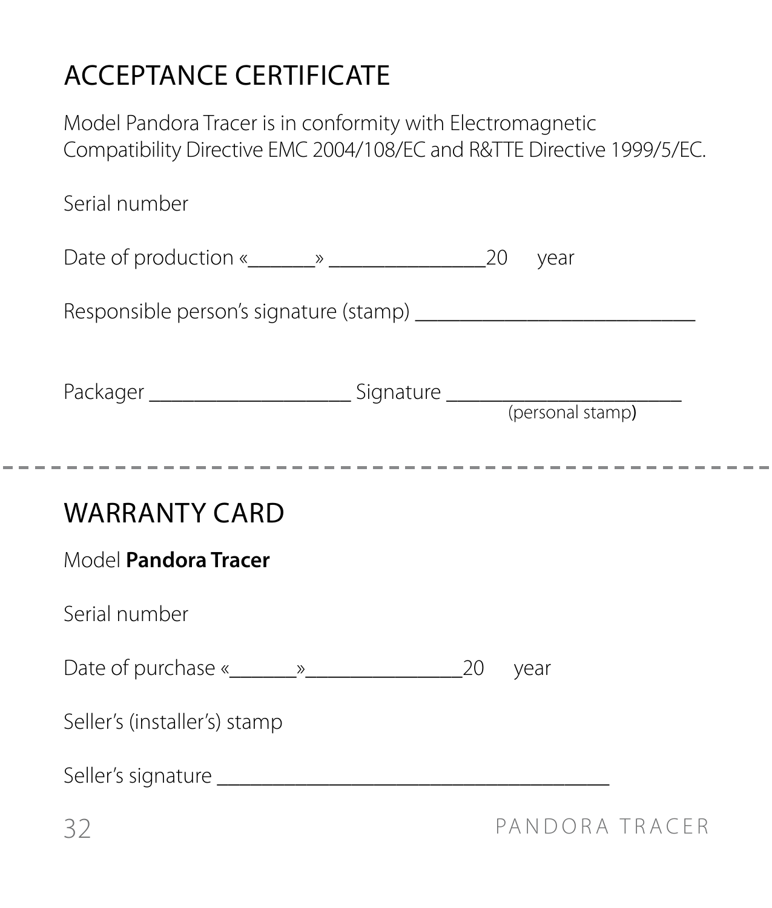# ACCEPTANCE CERTIFICATE

Model Pandora Tracer is in conformity with Electromagnetic Compatibility Directive EMC 2004/108/EC and R&TTE Directive 1999/5/EC.

Serial number

Date of production «_______» ________________20 year

Responsible person's signature (stamp) ____________________________

Packager ____________________ Signature _______________________
(personal stamp)

---

# WARRANTY CARD

Model **Pandora Tracer**

Serial number

Date of purchase «_______»________________20 year

Seller's (installer's) stamp

Seller's signature _______________________________________